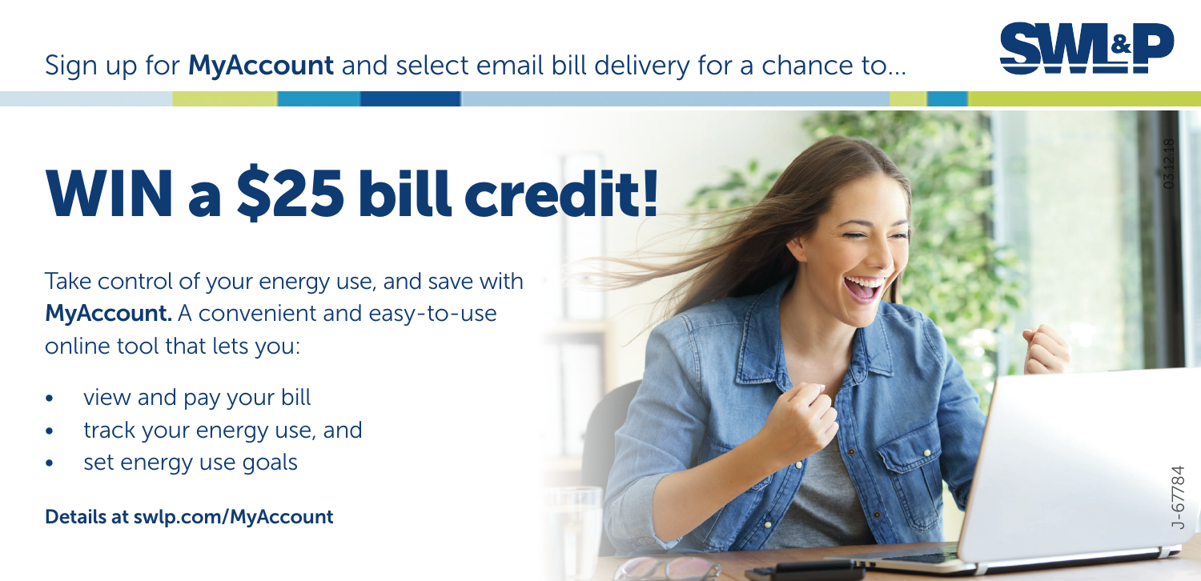Sign up for **MyAccount** and select email bill delivery for a chance to...

# WIN a $25 bill credit!

Take control of your energy use, and save with **MyAccount.** A convenient and easy-to-use online tool that lets you:

- view and pay your bill
- track your energy use, and
- set energy use goals

**Details at swlp.com/MyAccount**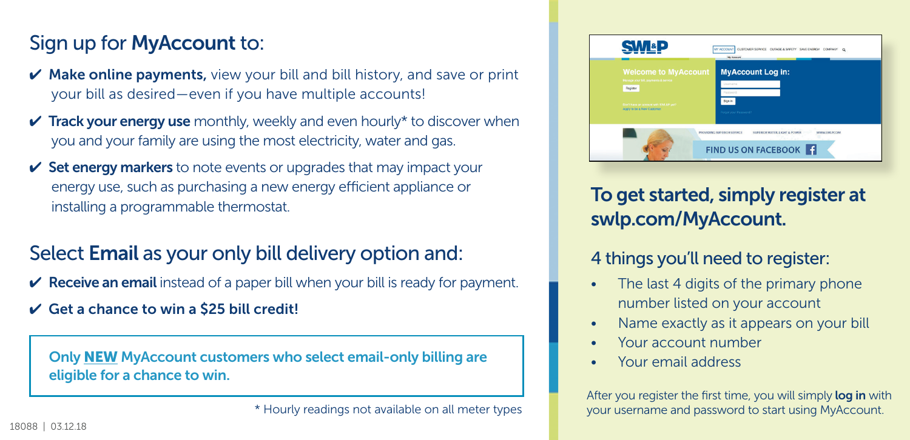## Sign up for **MyAccount** to:

- ✔ **Make online payments,** view your bill and bill history, and save or print your bill as desired—even if you have multiple accounts!
- ✔ **Track your energy use** monthly, weekly and even hourly* to discover when you and your family are using the most electricity, water and gas.
- ✔ **Set energy markers** to note events or upgrades that may impact your energy use, such as purchasing a new energy efficient appliance or installing a programmable thermostat.

## Select **Email** as your only bill delivery option and:

- ✔ **Receive an email** instead of a paper bill when your bill is ready for payment.
- ✔ **Get a chance to win a $25 bill credit!**

**Only NEW MyAccount customers who select email-only billing are eligible for a chance to win.**

\* Hourly readings not available on all meter types

18088 | 03.12.18

## To get started, simply register at swlp.com/MyAccount.

### 4 things you'll need to register:

- The last 4 digits of the primary phone number listed on your account
- Name exactly as it appears on your bill
- Your account number
- Your email address

After you register the first time, you will simply **log in** with your username and password to start using MyAccount.